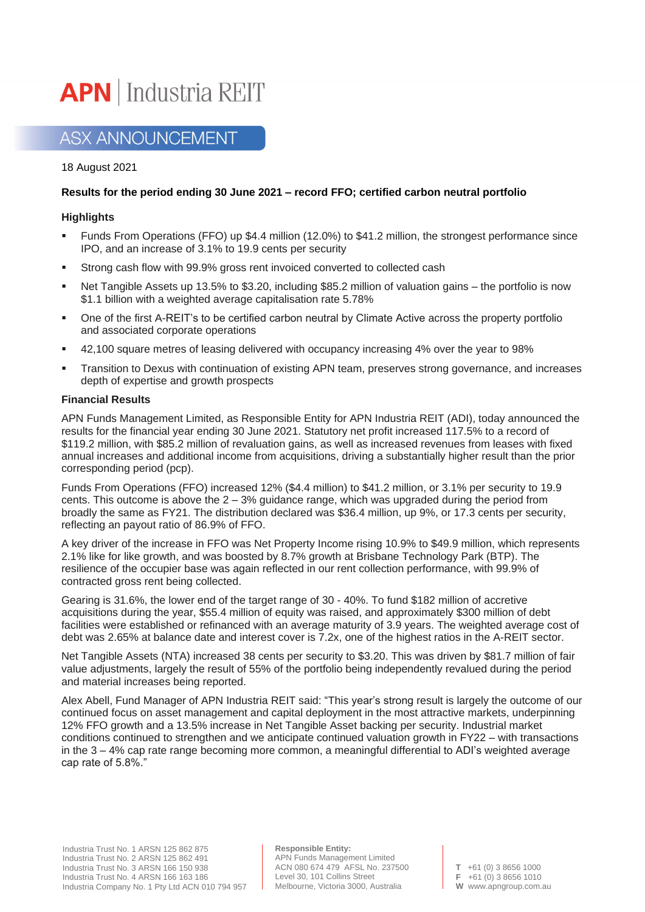# APN | Industria REIT

## ASX ANNOUNCEMENT

18 August 2021

**Results for the period ending 30 June 2021 – record FFO; certified carbon neutral portfolio**

### Highlights

- Funds From Operations (FFO) up $4.4 million (12.0%) to $41.2 million, the strongest performance since IPO, and an increase of 3.1% to 19.9 cents per security
- Strong cash flow with 99.9% gross rent invoiced converted to collected cash
- Net Tangible Assets up 13.5% to $3.20, including $85.2 million of valuation gains – the portfolio is now $1.1 billion with a weighted average capitalisation rate 5.78%
- One of the first A-REIT's to be certified carbon neutral by Climate Active across the property portfolio and associated corporate operations
- 42,100 square metres of leasing delivered with occupancy increasing 4% over the year to 98%
- Transition to Dexus with continuation of existing APN team, preserves strong governance, and increases depth of expertise and growth prospects

### Financial Results

APN Funds Management Limited, as Responsible Entity for APN Industria REIT (ADI), today announced the results for the financial year ending 30 June 2021. Statutory net profit increased 117.5% to a record of $119.2 million, with $85.2 million of revaluation gains, as well as increased revenues from leases with fixed annual increases and additional income from acquisitions, driving a substantially higher result than the prior corresponding period (pcp).

Funds From Operations (FFO) increased 12% ($4.4 million) to $41.2 million, or 3.1% per security to 19.9 cents. This outcome is above the 2 – 3% guidance range, which was upgraded during the period from broadly the same as FY21. The distribution declared was $36.4 million, up 9%, or 17.3 cents per security, reflecting an payout ratio of 86.9% of FFO.

A key driver of the increase in FFO was Net Property Income rising 10.9% to $49.9 million, which represents 2.1% like for like growth, and was boosted by 8.7% growth at Brisbane Technology Park (BTP). The resilience of the occupier base was again reflected in our rent collection performance, with 99.9% of contracted gross rent being collected.

Gearing is 31.6%, the lower end of the target range of 30 - 40%. To fund $182 million of accretive acquisitions during the year, $55.4 million of equity was raised, and approximately $300 million of debt facilities were established or refinanced with an average maturity of 3.9 years. The weighted average cost of debt was 2.65% at balance date and interest cover is 7.2x, one of the highest ratios in the A-REIT sector.

Net Tangible Assets (NTA) increased 38 cents per security to $3.20. This was driven by $81.7 million of fair value adjustments, largely the result of 55% of the portfolio being independently revalued during the period and material increases being reported.

Alex Abell, Fund Manager of APN Industria REIT said: "This year's strong result is largely the outcome of our continued focus on asset management and capital deployment in the most attractive markets, underpinning 12% FFO growth and a 13.5% increase in Net Tangible Asset backing per security. Industrial market conditions continued to strengthen and we anticipate continued valuation growth in FY22 – with transactions in the 3 – 4% cap rate range becoming more common, a meaningful differential to ADI's weighted average cap rate of 5.8%."

Industria Trust No. 1 ARSN 125 862 875
Industria Trust No. 2 ARSN 125 862 491
Industria Trust No. 3 ARSN 166 150 938
Industria Trust No. 4 ARSN 166 163 186
Industria Company No. 1 Pty Ltd ACN 010 794 957

**Responsible Entity:**
APN Funds Management Limited
ACN 080 674 479 AFSL No. 237500
Level 30, 101 Collins Street
Melbourne, Victoria 3000, Australia

**T** +61 (0) 3 8656 1000
**F** +61 (0) 3 8656 1010
**W** www.apngroup.com.au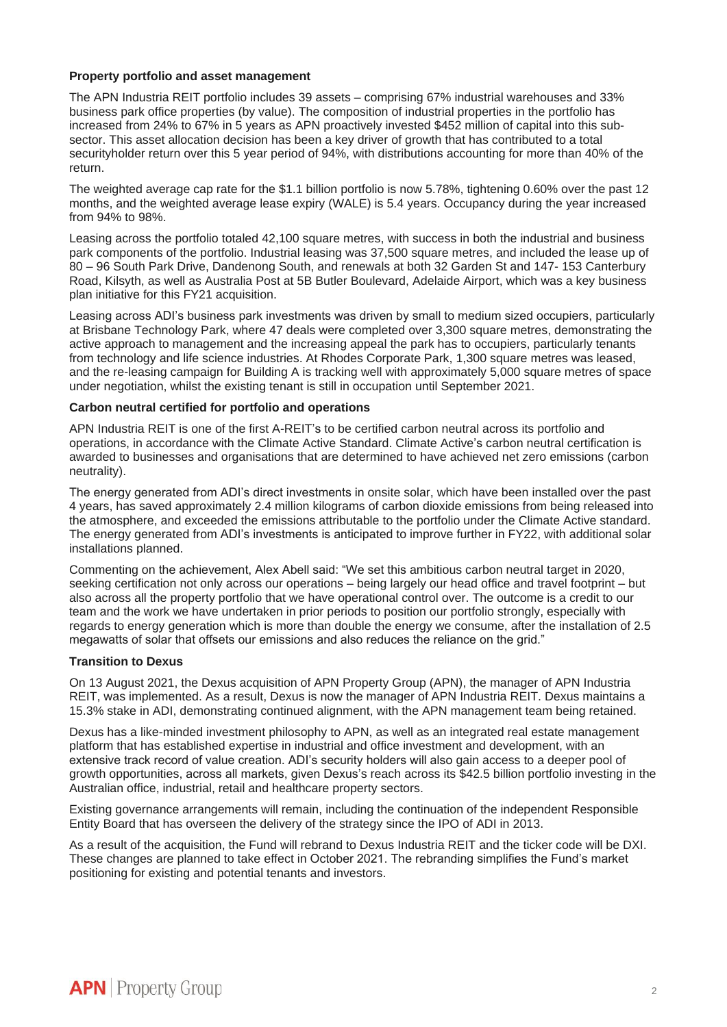**Property portfolio and asset management**

The APN Industria REIT portfolio includes 39 assets – comprising 67% industrial warehouses and 33% business park office properties (by value). The composition of industrial properties in the portfolio has increased from 24% to 67% in 5 years as APN proactively invested $452 million of capital into this sub-sector. This asset allocation decision has been a key driver of growth that has contributed to a total securityholder return over this 5 year period of 94%, with distributions accounting for more than 40% of the return.

The weighted average cap rate for the $1.1 billion portfolio is now 5.78%, tightening 0.60% over the past 12 months, and the weighted average lease expiry (WALE) is 5.4 years. Occupancy during the year increased from 94% to 98%.

Leasing across the portfolio totaled 42,100 square metres, with success in both the industrial and business park components of the portfolio. Industrial leasing was 37,500 square metres, and included the lease up of 80 – 96 South Park Drive, Dandenong South, and renewals at both 32 Garden St and 147- 153 Canterbury Road, Kilsyth, as well as Australia Post at 5B Butler Boulevard, Adelaide Airport, which was a key business plan initiative for this FY21 acquisition.

Leasing across ADI's business park investments was driven by small to medium sized occupiers, particularly at Brisbane Technology Park, where 47 deals were completed over 3,300 square metres, demonstrating the active approach to management and the increasing appeal the park has to occupiers, particularly tenants from technology and life science industries. At Rhodes Corporate Park, 1,300 square metres was leased, and the re-leasing campaign for Building A is tracking well with approximately 5,000 square metres of space under negotiation, whilst the existing tenant is still in occupation until September 2021.

**Carbon neutral certified for portfolio and operations**

APN Industria REIT is one of the first A-REIT's to be certified carbon neutral across its portfolio and operations, in accordance with the Climate Active Standard. Climate Active's carbon neutral certification is awarded to businesses and organisations that are determined to have achieved net zero emissions (carbon neutrality).

The energy generated from ADI's direct investments in onsite solar, which have been installed over the past 4 years, has saved approximately 2.4 million kilograms of carbon dioxide emissions from being released into the atmosphere, and exceeded the emissions attributable to the portfolio under the Climate Active standard. The energy generated from ADI's investments is anticipated to improve further in FY22, with additional solar installations planned.

Commenting on the achievement, Alex Abell said: "We set this ambitious carbon neutral target in 2020, seeking certification not only across our operations – being largely our head office and travel footprint – but also across all the property portfolio that we have operational control over. The outcome is a credit to our team and the work we have undertaken in prior periods to position our portfolio strongly, especially with regards to energy generation which is more than double the energy we consume, after the installation of 2.5 megawatts of solar that offsets our emissions and also reduces the reliance on the grid."

**Transition to Dexus**

On 13 August 2021, the Dexus acquisition of APN Property Group (APN), the manager of APN Industria REIT, was implemented. As a result, Dexus is now the manager of APN Industria REIT. Dexus maintains a 15.3% stake in ADI, demonstrating continued alignment, with the APN management team being retained.

Dexus has a like-minded investment philosophy to APN, as well as an integrated real estate management platform that has established expertise in industrial and office investment and development, with an extensive track record of value creation. ADI's security holders will also gain access to a deeper pool of growth opportunities, across all markets, given Dexus's reach across its $42.5 billion portfolio investing in the Australian office, industrial, retail and healthcare property sectors.

Existing governance arrangements will remain, including the continuation of the independent Responsible Entity Board that has overseen the delivery of the strategy since the IPO of ADI in 2013.

As a result of the acquisition, the Fund will rebrand to Dexus Industria REIT and the ticker code will be DXI. These changes are planned to take effect in October 2021. The rebranding simplifies the Fund's market positioning for existing and potential tenants and investors.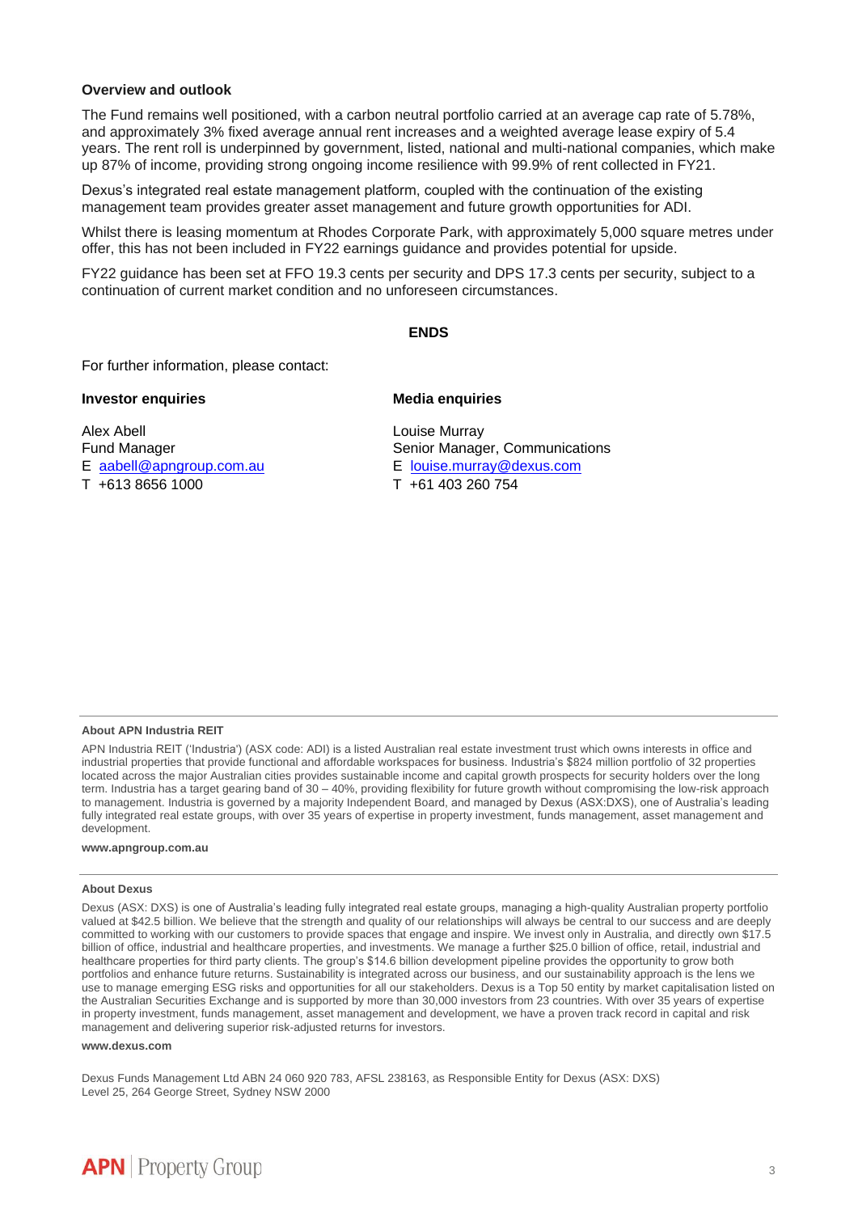**Overview and outlook**

The Fund remains well positioned, with a carbon neutral portfolio carried at an average cap rate of 5.78%, and approximately 3% fixed average annual rent increases and a weighted average lease expiry of 5.4 years. The rent roll is underpinned by government, listed, national and multi-national companies, which make up 87% of income, providing strong ongoing income resilience with 99.9% of rent collected in FY21.

Dexus's integrated real estate management platform, coupled with the continuation of the existing management team provides greater asset management and future growth opportunities for ADI.

Whilst there is leasing momentum at Rhodes Corporate Park, with approximately 5,000 square metres under offer, this has not been included in FY22 earnings guidance and provides potential for upside.

FY22 guidance has been set at FFO 19.3 cents per security and DPS 17.3 cents per security, subject to a continuation of current market condition and no unforeseen circumstances.

**ENDS**

For further information, please contact:

**Investor enquiries**

Alex Abell
Fund Manager
E aabell@apngroup.com.au
T +613 8656 1000

**Media enquiries**

Louise Murray
Senior Manager, Communications
E louise.murray@dexus.com
T +61 403 260 754

**About APN Industria REIT**

APN Industria REIT ('Industria') (ASX code: ADI) is a listed Australian real estate investment trust which owns interests in office and industrial properties that provide functional and affordable workspaces for business. Industria's $824 million portfolio of 32 properties located across the major Australian cities provides sustainable income and capital growth prospects for security holders over the long term. Industria has a target gearing band of 30 – 40%, providing flexibility for future growth without compromising the low-risk approach to management. Industria is governed by a majority Independent Board, and managed by Dexus (ASX:DXS), one of Australia's leading fully integrated real estate groups, with over 35 years of expertise in property investment, funds management, asset management and development.

**www.apngroup.com.au**

**About Dexus**

Dexus (ASX: DXS) is one of Australia's leading fully integrated real estate groups, managing a high-quality Australian property portfolio valued at $42.5 billion. We believe that the strength and quality of our relationships will always be central to our success and are deeply committed to working with our customers to provide spaces that engage and inspire. We invest only in Australia, and directly own $17.5 billion of office, industrial and healthcare properties, and investments. We manage a further $25.0 billion of office, retail, industrial and healthcare properties for third party clients. The group's $14.6 billion development pipeline provides the opportunity to grow both portfolios and enhance future returns. Sustainability is integrated across our business, and our sustainability approach is the lens we use to manage emerging ESG risks and opportunities for all our stakeholders. Dexus is a Top 50 entity by market capitalisation listed on the Australian Securities Exchange and is supported by more than 30,000 investors from 23 countries. With over 35 years of expertise in property investment, funds management, asset management and development, we have a proven track record in capital and risk management and delivering superior risk-adjusted returns for investors.

**www.dexus.com**

Dexus Funds Management Ltd ABN 24 060 920 783, AFSL 238163, as Responsible Entity for Dexus (ASX: DXS)
Level 25, 264 George Street, Sydney NSW 2000